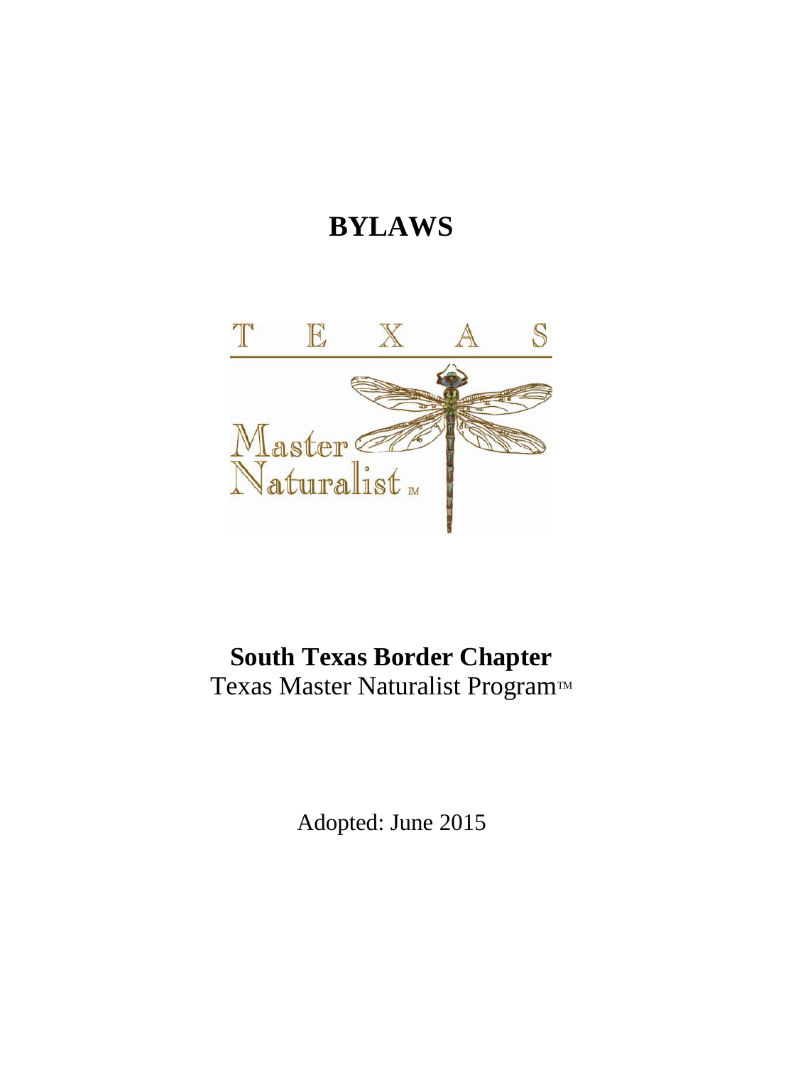# BYLAWS

## South Texas Border Chapter

Texas Master Naturalist Program™

Adopted: June 2015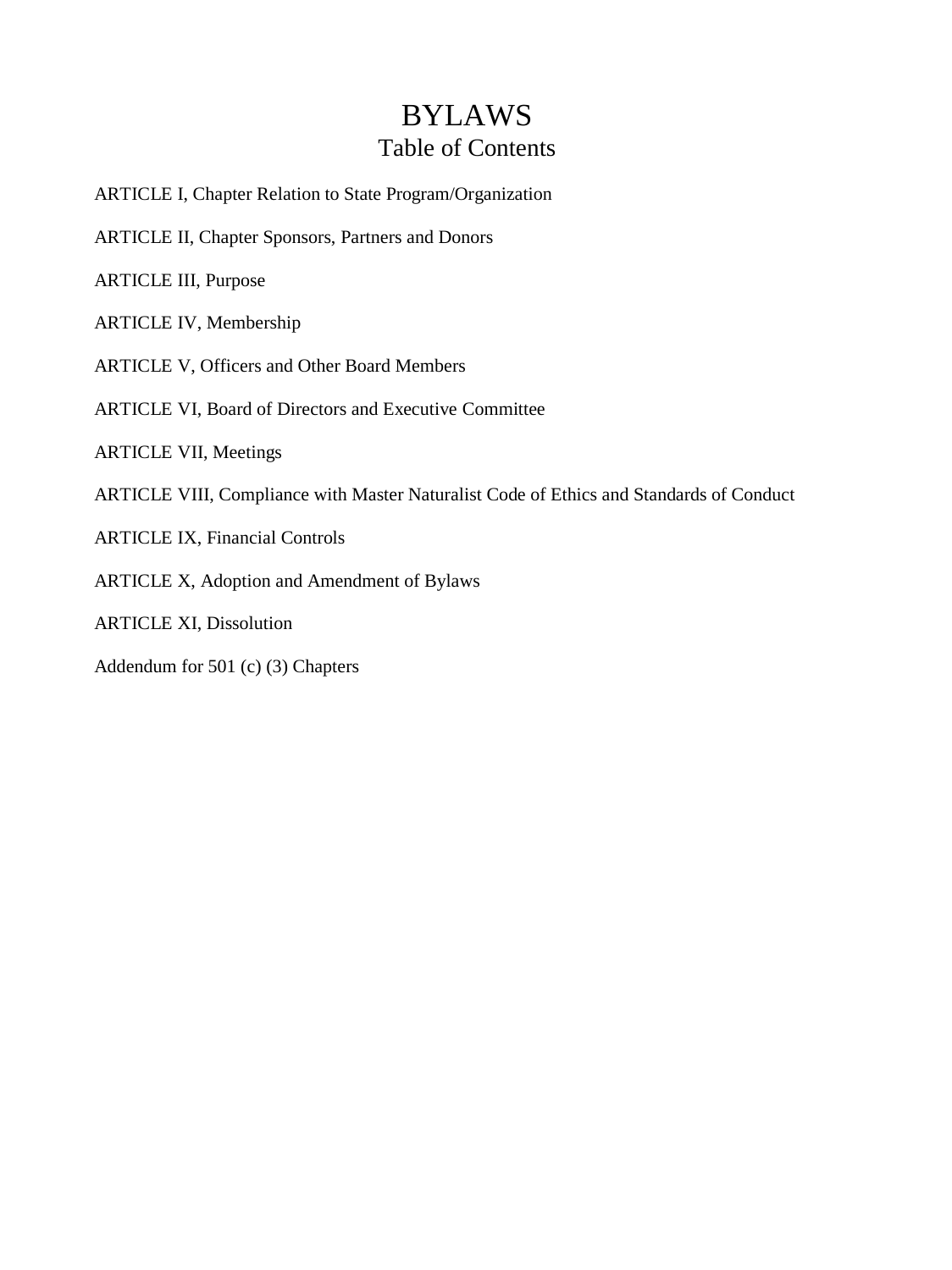# BYLAWS

## Table of Contents

ARTICLE I, Chapter Relation to State Program/Organization

ARTICLE II, Chapter Sponsors, Partners and Donors

ARTICLE III, Purpose

ARTICLE IV, Membership

ARTICLE V, Officers and Other Board Members

ARTICLE VI, Board of Directors and Executive Committee

ARTICLE VII, Meetings

ARTICLE VIII, Compliance with Master Naturalist Code of Ethics and Standards of Conduct

ARTICLE IX, Financial Controls

ARTICLE X, Adoption and Amendment of Bylaws

ARTICLE XI, Dissolution

Addendum for 501 (c) (3) Chapters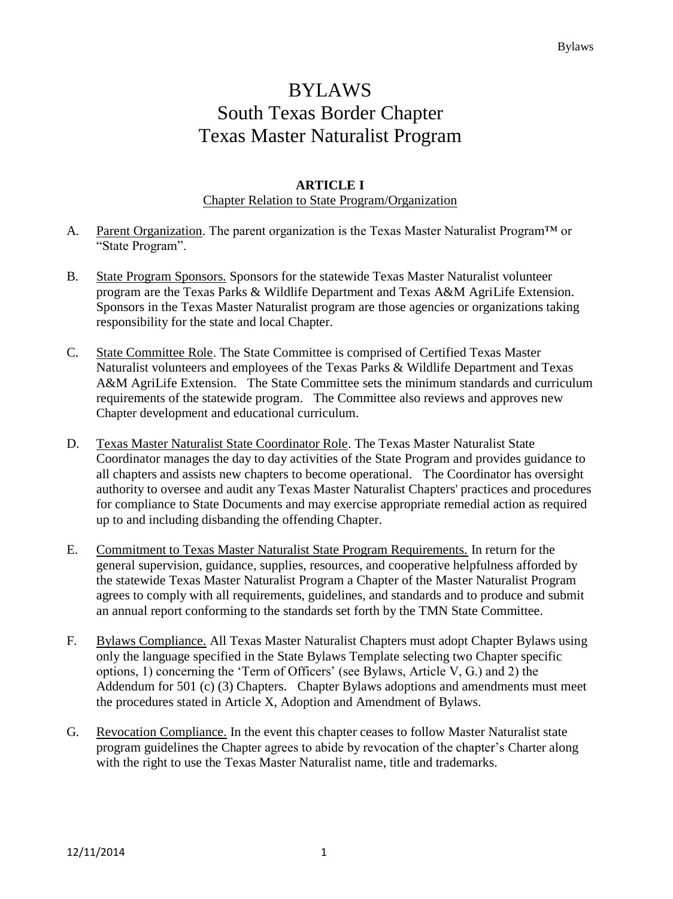# BYLAWS
# South Texas Border Chapter
# Texas Master Naturalist Program

**ARTICLE I**

Chapter Relation to State Program/Organization

A. Parent Organization. The parent organization is the Texas Master Naturalist Program™ or "State Program".

B. State Program Sponsors. Sponsors for the statewide Texas Master Naturalist volunteer program are the Texas Parks & Wildlife Department and Texas A&M AgriLife Extension. Sponsors in the Texas Master Naturalist program are those agencies or organizations taking responsibility for the state and local Chapter.

C. State Committee Role. The State Committee is comprised of Certified Texas Master Naturalist volunteers and employees of the Texas Parks & Wildlife Department and Texas A&M AgriLife Extension. The State Committee sets the minimum standards and curriculum requirements of the statewide program. The Committee also reviews and approves new Chapter development and educational curriculum.

D. Texas Master Naturalist State Coordinator Role. The Texas Master Naturalist State Coordinator manages the day to day activities of the State Program and provides guidance to all chapters and assists new chapters to become operational. The Coordinator has oversight authority to oversee and audit any Texas Master Naturalist Chapters' practices and procedures for compliance to State Documents and may exercise appropriate remedial action as required up to and including disbanding the offending Chapter.

E. Commitment to Texas Master Naturalist State Program Requirements. In return for the general supervision, guidance, supplies, resources, and cooperative helpfulness afforded by the statewide Texas Master Naturalist Program a Chapter of the Master Naturalist Program agrees to comply with all requirements, guidelines, and standards and to produce and submit an annual report conforming to the standards set forth by the TMN State Committee.

F. Bylaws Compliance. All Texas Master Naturalist Chapters must adopt Chapter Bylaws using only the language specified in the State Bylaws Template selecting two Chapter specific options, 1) concerning the 'Term of Officers' (see Bylaws, Article V, G.) and 2) the Addendum for 501 (c) (3) Chapters. Chapter Bylaws adoptions and amendments must meet the procedures stated in Article X, Adoption and Amendment of Bylaws.

G. Revocation Compliance. In the event this chapter ceases to follow Master Naturalist state program guidelines the Chapter agrees to abide by revocation of the chapter's Charter along with the right to use the Texas Master Naturalist name, title and trademarks.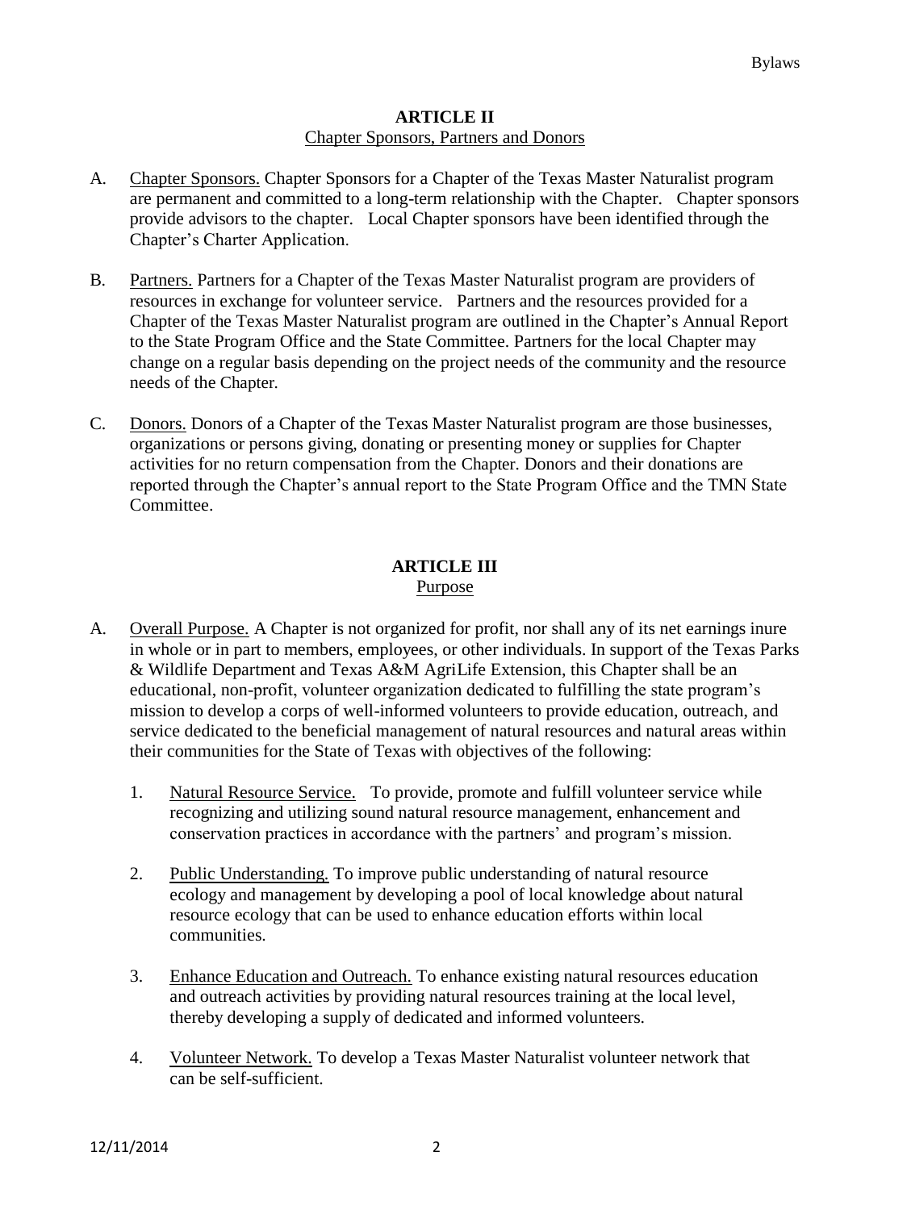## ARTICLE II
Chapter Sponsors, Partners and Donors

A. Chapter Sponsors. Chapter Sponsors for a Chapter of the Texas Master Naturalist program are permanent and committed to a long-term relationship with the Chapter. Chapter sponsors provide advisors to the chapter. Local Chapter sponsors have been identified through the Chapter's Charter Application.

B. Partners. Partners for a Chapter of the Texas Master Naturalist program are providers of resources in exchange for volunteer service. Partners and the resources provided for a Chapter of the Texas Master Naturalist program are outlined in the Chapter's Annual Report to the State Program Office and the State Committee. Partners for the local Chapter may change on a regular basis depending on the project needs of the community and the resource needs of the Chapter.

C. Donors. Donors of a Chapter of the Texas Master Naturalist program are those businesses, organizations or persons giving, donating or presenting money or supplies for Chapter activities for no return compensation from the Chapter. Donors and their donations are reported through the Chapter's annual report to the State Program Office and the TMN State Committee.

## ARTICLE III
Purpose

A. Overall Purpose. A Chapter is not organized for profit, nor shall any of its net earnings inure in whole or in part to members, employees, or other individuals. In support of the Texas Parks & Wildlife Department and Texas A&M AgriLife Extension, this Chapter shall be an educational, non-profit, volunteer organization dedicated to fulfilling the state program's mission to develop a corps of well-informed volunteers to provide education, outreach, and service dedicated to the beneficial management of natural resources and natural areas within their communities for the State of Texas with objectives of the following:

   1. Natural Resource Service. To provide, promote and fulfill volunteer service while recognizing and utilizing sound natural resource management, enhancement and conservation practices in accordance with the partners' and program's mission.

   2. Public Understanding. To improve public understanding of natural resource ecology and management by developing a pool of local knowledge about natural resource ecology that can be used to enhance education efforts within local communities.

   3. Enhance Education and Outreach. To enhance existing natural resources education and outreach activities by providing natural resources training at the local level, thereby developing a supply of dedicated and informed volunteers.

   4. Volunteer Network. To develop a Texas Master Naturalist volunteer network that can be self-sufficient.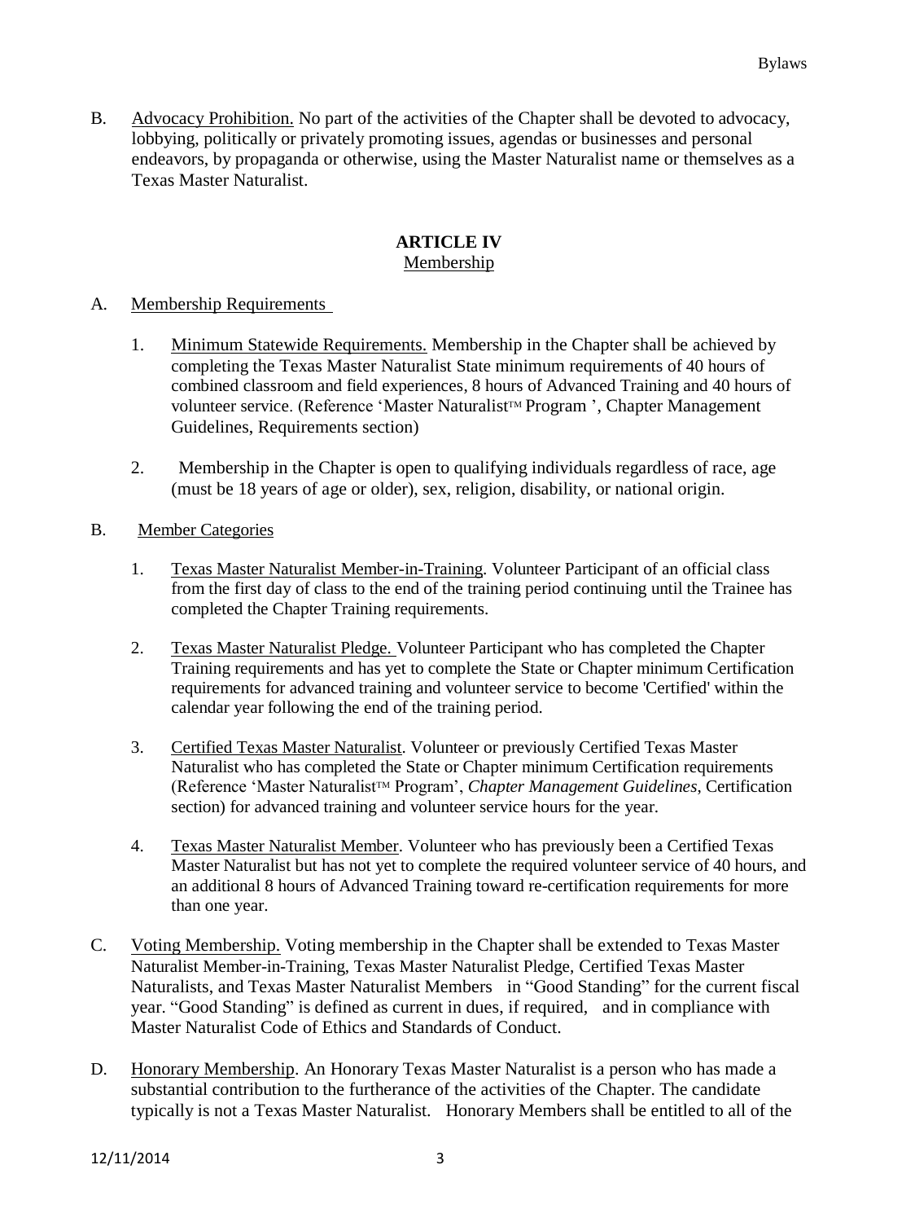B. Advocacy Prohibition. No part of the activities of the Chapter shall be devoted to advocacy, lobbying, politically or privately promoting issues, agendas or businesses and personal endeavors, by propaganda or otherwise, using the Master Naturalist name or themselves as a Texas Master Naturalist.

## ARTICLE IV
### Membership

A. Membership Requirements

1. Minimum Statewide Requirements. Membership in the Chapter shall be achieved by completing the Texas Master Naturalist State minimum requirements of 40 hours of combined classroom and field experiences, 8 hours of Advanced Training and 40 hours of volunteer service. (Reference 'Master Naturalist™ Program ', Chapter Management Guidelines, Requirements section)

2. Membership in the Chapter is open to qualifying individuals regardless of race, age (must be 18 years of age or older), sex, religion, disability, or national origin.

B. Member Categories

1. Texas Master Naturalist Member-in-Training. Volunteer Participant of an official class from the first day of class to the end of the training period continuing until the Trainee has completed the Chapter Training requirements.

2. Texas Master Naturalist Pledge. Volunteer Participant who has completed the Chapter Training requirements and has yet to complete the State or Chapter minimum Certification requirements for advanced training and volunteer service to become 'Certified' within the calendar year following the end of the training period.

3. Certified Texas Master Naturalist. Volunteer or previously Certified Texas Master Naturalist who has completed the State or Chapter minimum Certification requirements (Reference 'Master Naturalist™ Program', *Chapter Management Guidelines*, Certification section) for advanced training and volunteer service hours for the year.

4. Texas Master Naturalist Member. Volunteer who has previously been a Certified Texas Master Naturalist but has not yet to complete the required volunteer service of 40 hours, and an additional 8 hours of Advanced Training toward re-certification requirements for more than one year.

C. Voting Membership. Voting membership in the Chapter shall be extended to Texas Master Naturalist Member-in-Training, Texas Master Naturalist Pledge, Certified Texas Master Naturalists, and Texas Master Naturalist Members in "Good Standing" for the current fiscal year. "Good Standing" is defined as current in dues, if required, and in compliance with Master Naturalist Code of Ethics and Standards of Conduct.

D. Honorary Membership. An Honorary Texas Master Naturalist is a person who has made a substantial contribution to the furtherance of the activities of the Chapter. The candidate typically is not a Texas Master Naturalist. Honorary Members shall be entitled to all of the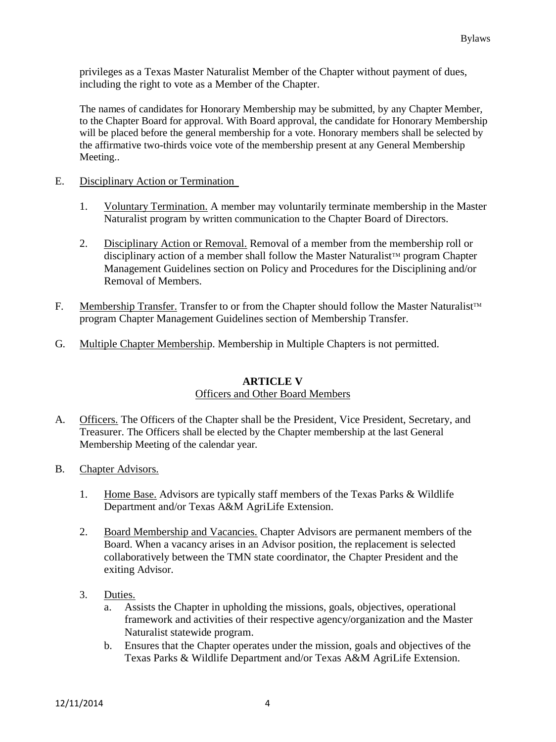privileges as a Texas Master Naturalist Member of the Chapter without payment of dues, including the right to vote as a Member of the Chapter.

The names of candidates for Honorary Membership may be submitted, by any Chapter Member, to the Chapter Board for approval. With Board approval, the candidate for Honorary Membership will be placed before the general membership for a vote. Honorary members shall be selected by the affirmative two-thirds voice vote of the membership present at any General Membership Meeting..

E. Disciplinary Action or Termination

1. Voluntary Termination. A member may voluntarily terminate membership in the Master Naturalist program by written communication to the Chapter Board of Directors.

2. Disciplinary Action or Removal. Removal of a member from the membership roll or disciplinary action of a member shall follow the Master Naturalist™ program Chapter Management Guidelines section on Policy and Procedures for the Disciplining and/or Removal of Members.

F. Membership Transfer. Transfer to or from the Chapter should follow the Master Naturalist™ program Chapter Management Guidelines section of Membership Transfer.

G. Multiple Chapter Membership. Membership in Multiple Chapters is not permitted.

## ARTICLE V
### Officers and Other Board Members

A. Officers. The Officers of the Chapter shall be the President, Vice President, Secretary, and Treasurer. The Officers shall be elected by the Chapter membership at the last General Membership Meeting of the calendar year.

B. Chapter Advisors.

1. Home Base. Advisors are typically staff members of the Texas Parks & Wildlife Department and/or Texas A&M AgriLife Extension.

2. Board Membership and Vacancies. Chapter Advisors are permanent members of the Board. When a vacancy arises in an Advisor position, the replacement is selected collaboratively between the TMN state coordinator, the Chapter President and the exiting Advisor.

3. Duties.
   a. Assists the Chapter in upholding the missions, goals, objectives, operational framework and activities of their respective agency/organization and the Master Naturalist statewide program.
   b. Ensures that the Chapter operates under the mission, goals and objectives of the Texas Parks & Wildlife Department and/or Texas A&M AgriLife Extension.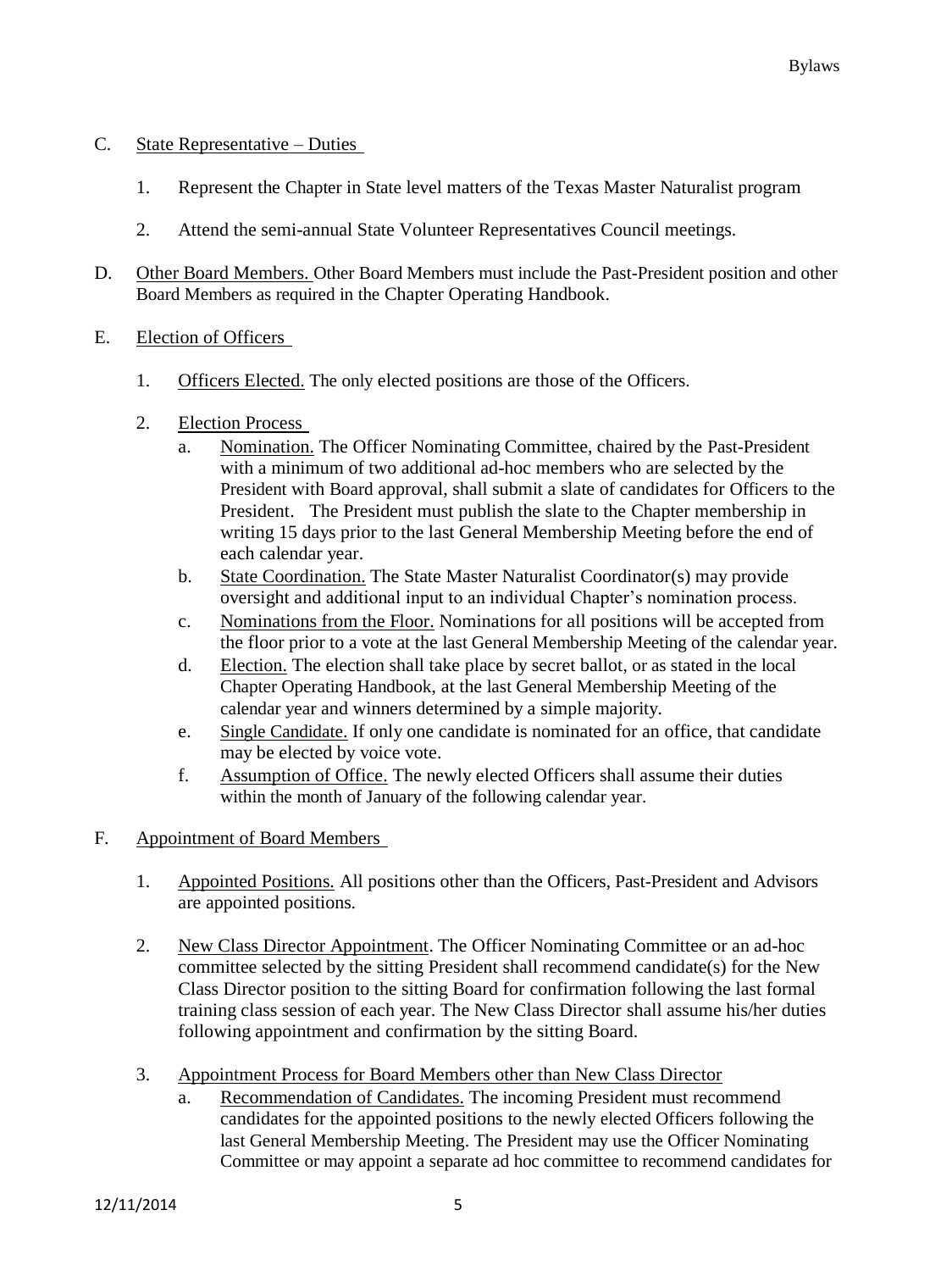C. <u>State Representative – Duties</u>

1. Represent the Chapter in State level matters of the Texas Master Naturalist program

2. Attend the semi-annual State Volunteer Representatives Council meetings.

D. <u>Other Board Members.</u> Other Board Members must include the Past-President position and other Board Members as required in the Chapter Operating Handbook.

E. <u>Election of Officers</u>

1. <u>Officers Elected.</u> The only elected positions are those of the Officers.

2. <u>Election Process</u>
   a. <u>Nomination.</u> The Officer Nominating Committee, chaired by the Past-President with a minimum of two additional ad-hoc members who are selected by the President with Board approval, shall submit a slate of candidates for Officers to the President. The President must publish the slate to the Chapter membership in writing 15 days prior to the last General Membership Meeting before the end of each calendar year.
   b. <u>State Coordination.</u> The State Master Naturalist Coordinator(s) may provide oversight and additional input to an individual Chapter's nomination process.
   c. <u>Nominations from the Floor.</u> Nominations for all positions will be accepted from the floor prior to a vote at the last General Membership Meeting of the calendar year.
   d. <u>Election.</u> The election shall take place by secret ballot, or as stated in the local Chapter Operating Handbook, at the last General Membership Meeting of the calendar year and winners determined by a simple majority.
   e. <u>Single Candidate.</u> If only one candidate is nominated for an office, that candidate may be elected by voice vote.
   f. <u>Assumption of Office.</u> The newly elected Officers shall assume their duties within the month of January of the following calendar year.

F. <u>Appointment of Board Members</u>

1. <u>Appointed Positions.</u> All positions other than the Officers, Past-President and Advisors are appointed positions.

2. <u>New Class Director Appointment</u>. The Officer Nominating Committee or an ad-hoc committee selected by the sitting President shall recommend candidate(s) for the New Class Director position to the sitting Board for confirmation following the last formal training class session of each year. The New Class Director shall assume his/her duties following appointment and confirmation by the sitting Board.

3. <u>Appointment Process for Board Members other than New Class Director</u>
   a. <u>Recommendation of Candidates.</u> The incoming President must recommend candidates for the appointed positions to the newly elected Officers following the last General Membership Meeting. The President may use the Officer Nominating Committee or may appoint a separate ad hoc committee to recommend candidates for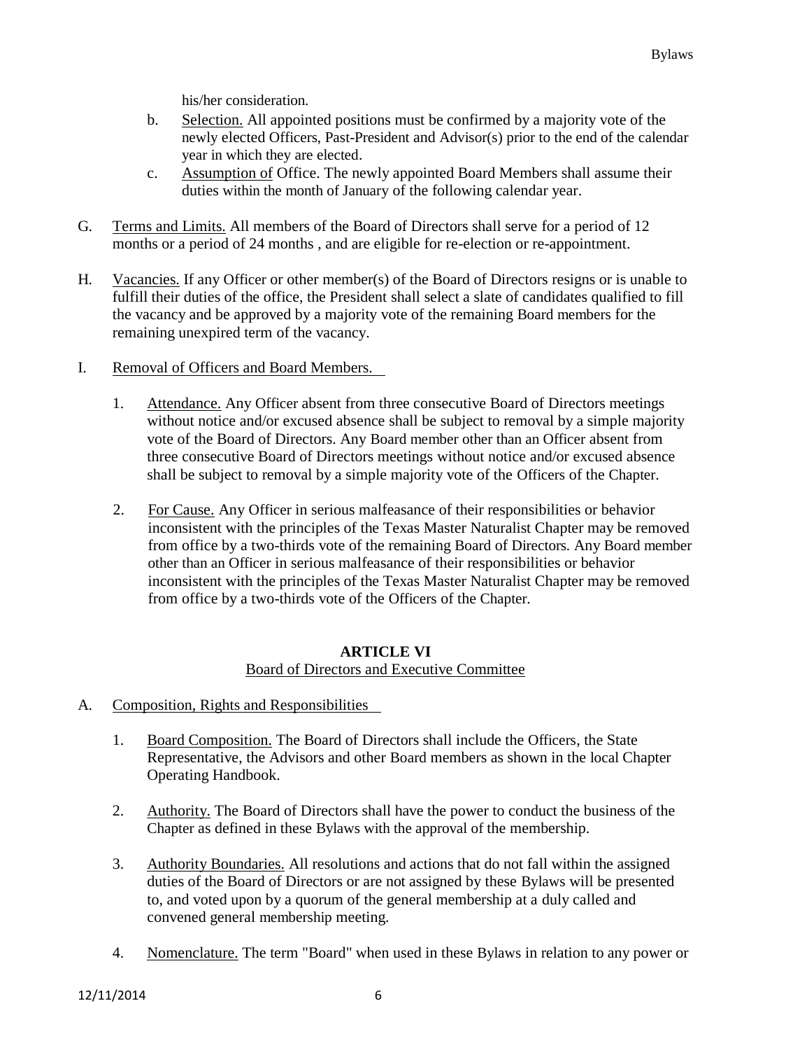his/her consideration.

b. Selection. All appointed positions must be confirmed by a majority vote of the newly elected Officers, Past-President and Advisor(s) prior to the end of the calendar year in which they are elected.

c. Assumption of Office. The newly appointed Board Members shall assume their duties within the month of January of the following calendar year.

G. Terms and Limits. All members of the Board of Directors shall serve for a period of 12 months or a period of 24 months , and are eligible for re-election or re-appointment.

H. Vacancies. If any Officer or other member(s) of the Board of Directors resigns or is unable to fulfill their duties of the office, the President shall select a slate of candidates qualified to fill the vacancy and be approved by a majority vote of the remaining Board members for the remaining unexpired term of the vacancy.

I. Removal of Officers and Board Members.

1. Attendance. Any Officer absent from three consecutive Board of Directors meetings without notice and/or excused absence shall be subject to removal by a simple majority vote of the Board of Directors. Any Board member other than an Officer absent from three consecutive Board of Directors meetings without notice and/or excused absence shall be subject to removal by a simple majority vote of the Officers of the Chapter.

2. For Cause. Any Officer in serious malfeasance of their responsibilities or behavior inconsistent with the principles of the Texas Master Naturalist Chapter may be removed from office by a two-thirds vote of the remaining Board of Directors. Any Board member other than an Officer in serious malfeasance of their responsibilities or behavior inconsistent with the principles of the Texas Master Naturalist Chapter may be removed from office by a two-thirds vote of the Officers of the Chapter.

## ARTICLE VI
### Board of Directors and Executive Committee

A. Composition, Rights and Responsibilities

1. Board Composition. The Board of Directors shall include the Officers, the State Representative, the Advisors and other Board members as shown in the local Chapter Operating Handbook.

2. Authority. The Board of Directors shall have the power to conduct the business of the Chapter as defined in these Bylaws with the approval of the membership.

3. Authority Boundaries. All resolutions and actions that do not fall within the assigned duties of the Board of Directors or are not assigned by these Bylaws will be presented to, and voted upon by a quorum of the general membership at a duly called and convened general membership meeting.

4. Nomenclature. The term "Board" when used in these Bylaws in relation to any power or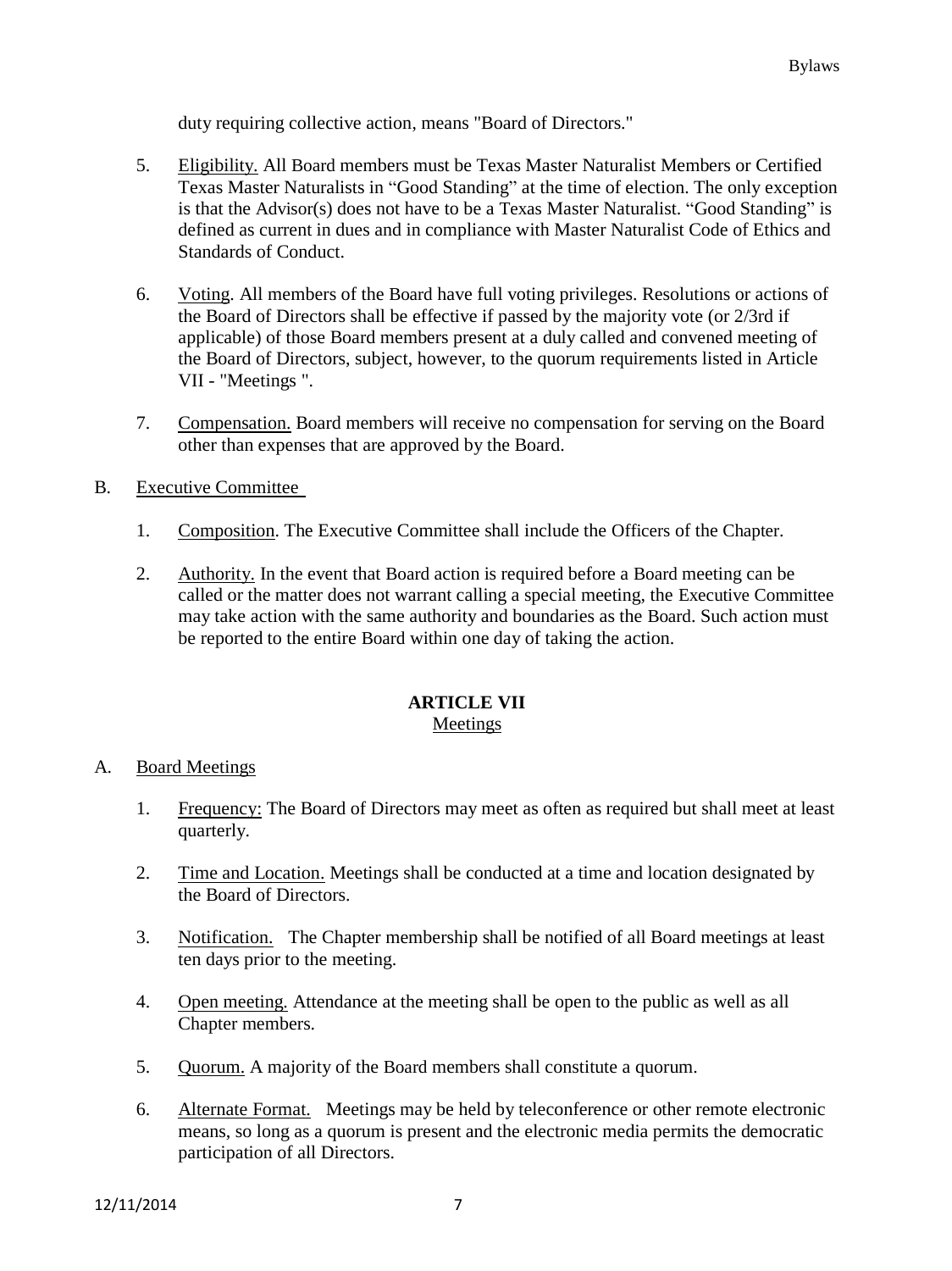duty requiring collective action, means "Board of Directors."

5. Eligibility. All Board members must be Texas Master Naturalist Members or Certified Texas Master Naturalists in "Good Standing" at the time of election. The only exception is that the Advisor(s) does not have to be a Texas Master Naturalist. "Good Standing" is defined as current in dues and in compliance with Master Naturalist Code of Ethics and Standards of Conduct.

6. Voting. All members of the Board have full voting privileges. Resolutions or actions of the Board of Directors shall be effective if passed by the majority vote (or 2/3rd if applicable) of those Board members present at a duly called and convened meeting of the Board of Directors, subject, however, to the quorum requirements listed in Article VII - "Meetings ".

7. Compensation. Board members will receive no compensation for serving on the Board other than expenses that are approved by the Board.

B. Executive Committee

1. Composition. The Executive Committee shall include the Officers of the Chapter.

2. Authority. In the event that Board action is required before a Board meeting can be called or the matter does not warrant calling a special meeting, the Executive Committee may take action with the same authority and boundaries as the Board. Such action must be reported to the entire Board within one day of taking the action.

## ARTICLE VII
### Meetings

A. Board Meetings

1. Frequency: The Board of Directors may meet as often as required but shall meet at least quarterly.

2. Time and Location. Meetings shall be conducted at a time and location designated by the Board of Directors.

3. Notification. The Chapter membership shall be notified of all Board meetings at least ten days prior to the meeting.

4. Open meeting. Attendance at the meeting shall be open to the public as well as all Chapter members.

5. Quorum. A majority of the Board members shall constitute a quorum.

6. Alternate Format. Meetings may be held by teleconference or other remote electronic means, so long as a quorum is present and the electronic media permits the democratic participation of all Directors.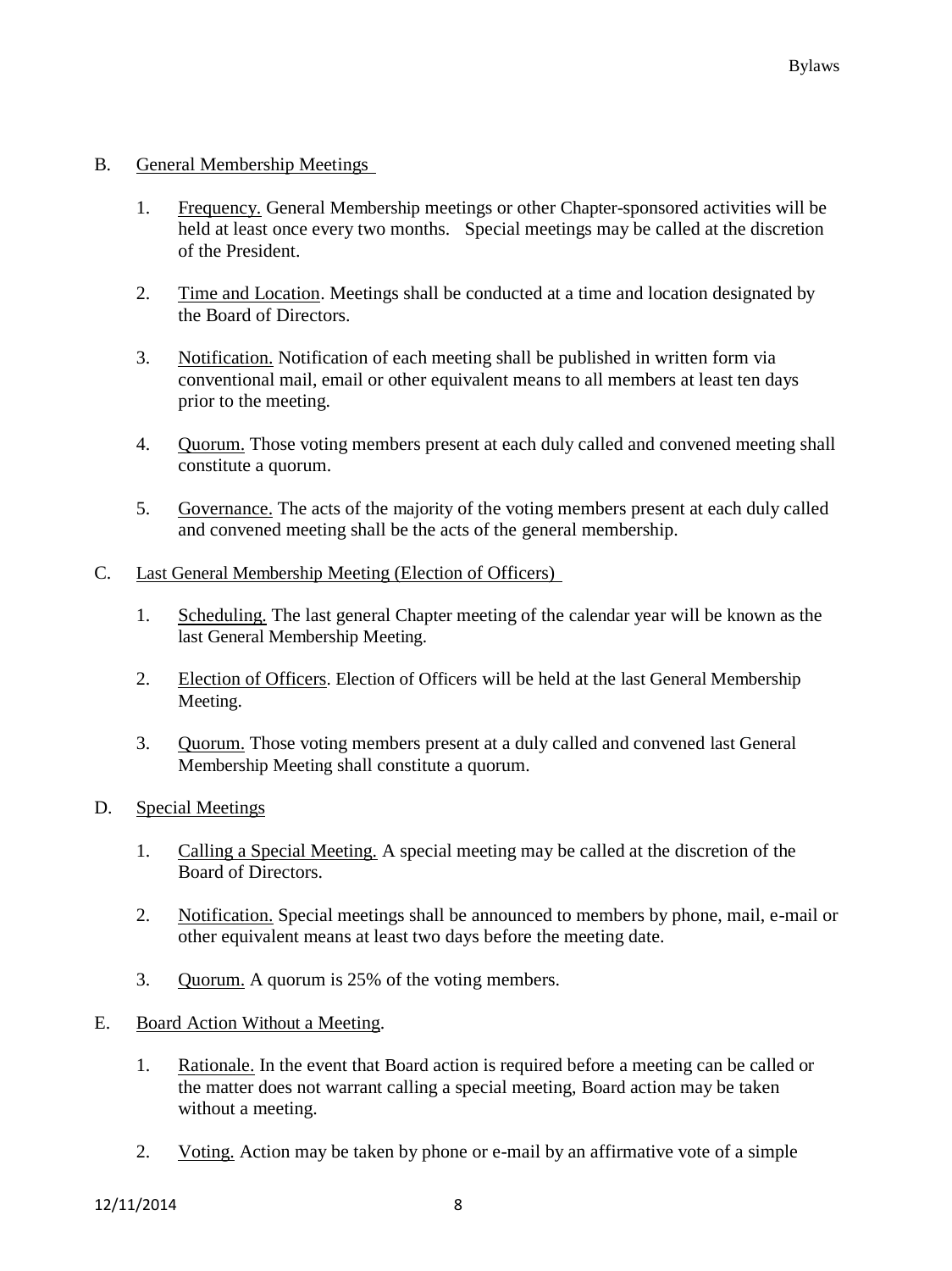B. General Membership Meetings

1. Frequency. General Membership meetings or other Chapter-sponsored activities will be held at least once every two months. Special meetings may be called at the discretion of the President.

2. Time and Location. Meetings shall be conducted at a time and location designated by the Board of Directors.

3. Notification. Notification of each meeting shall be published in written form via conventional mail, email or other equivalent means to all members at least ten days prior to the meeting.

4. Quorum. Those voting members present at each duly called and convened meeting shall constitute a quorum.

5. Governance. The acts of the majority of the voting members present at each duly called and convened meeting shall be the acts of the general membership.

C. Last General Membership Meeting (Election of Officers)

1. Scheduling. The last general Chapter meeting of the calendar year will be known as the last General Membership Meeting.

2. Election of Officers. Election of Officers will be held at the last General Membership Meeting.

3. Quorum. Those voting members present at a duly called and convened last General Membership Meeting shall constitute a quorum.

D. Special Meetings

1. Calling a Special Meeting. A special meeting may be called at the discretion of the Board of Directors.

2. Notification. Special meetings shall be announced to members by phone, mail, e-mail or other equivalent means at least two days before the meeting date.

3. Quorum. A quorum is 25% of the voting members.

E. Board Action Without a Meeting.

1. Rationale. In the event that Board action is required before a meeting can be called or the matter does not warrant calling a special meeting, Board action may be taken without a meeting.

2. Voting. Action may be taken by phone or e-mail by an affirmative vote of a simple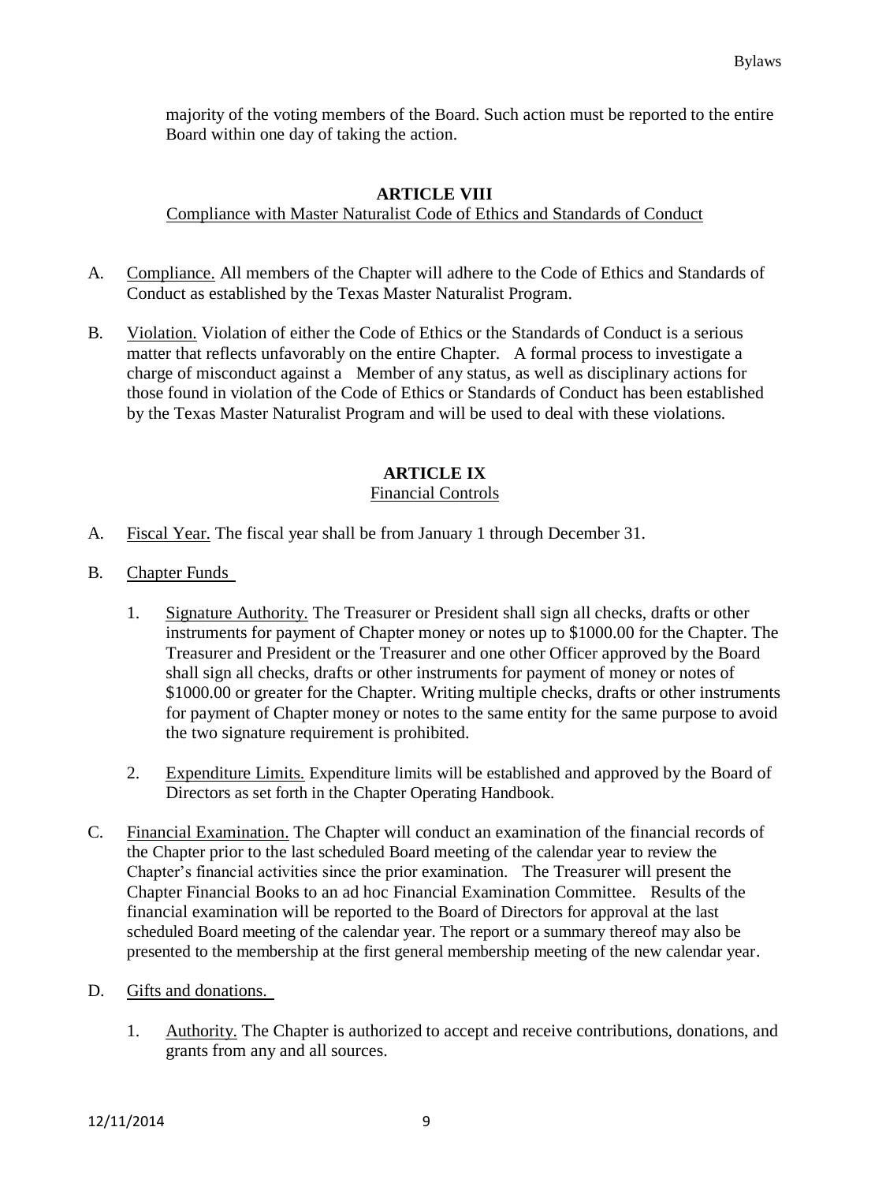majority of the voting members of the Board. Such action must be reported to the entire Board within one day of taking the action.

## ARTICLE VIII

Compliance with Master Naturalist Code of Ethics and Standards of Conduct

A. Compliance. All members of the Chapter will adhere to the Code of Ethics and Standards of Conduct as established by the Texas Master Naturalist Program.

B. Violation. Violation of either the Code of Ethics or the Standards of Conduct is a serious matter that reflects unfavorably on the entire Chapter. A formal process to investigate a charge of misconduct against a Member of any status, as well as disciplinary actions for those found in violation of the Code of Ethics or Standards of Conduct has been established by the Texas Master Naturalist Program and will be used to deal with these violations.

## ARTICLE IX

Financial Controls

A. Fiscal Year. The fiscal year shall be from January 1 through December 31.

B. Chapter Funds

1. Signature Authority. The Treasurer or President shall sign all checks, drafts or other instruments for payment of Chapter money or notes up to $1000.00 for the Chapter. The Treasurer and President or the Treasurer and one other Officer approved by the Board shall sign all checks, drafts or other instruments for payment of money or notes of $1000.00 or greater for the Chapter. Writing multiple checks, drafts or other instruments for payment of Chapter money or notes to the same entity for the same purpose to avoid the two signature requirement is prohibited.

2. Expenditure Limits. Expenditure limits will be established and approved by the Board of Directors as set forth in the Chapter Operating Handbook.

C. Financial Examination. The Chapter will conduct an examination of the financial records of the Chapter prior to the last scheduled Board meeting of the calendar year to review the Chapter's financial activities since the prior examination. The Treasurer will present the Chapter Financial Books to an ad hoc Financial Examination Committee. Results of the financial examination will be reported to the Board of Directors for approval at the last scheduled Board meeting of the calendar year. The report or a summary thereof may also be presented to the membership at the first general membership meeting of the new calendar year.

D. Gifts and donations.

1. Authority. The Chapter is authorized to accept and receive contributions, donations, and grants from any and all sources.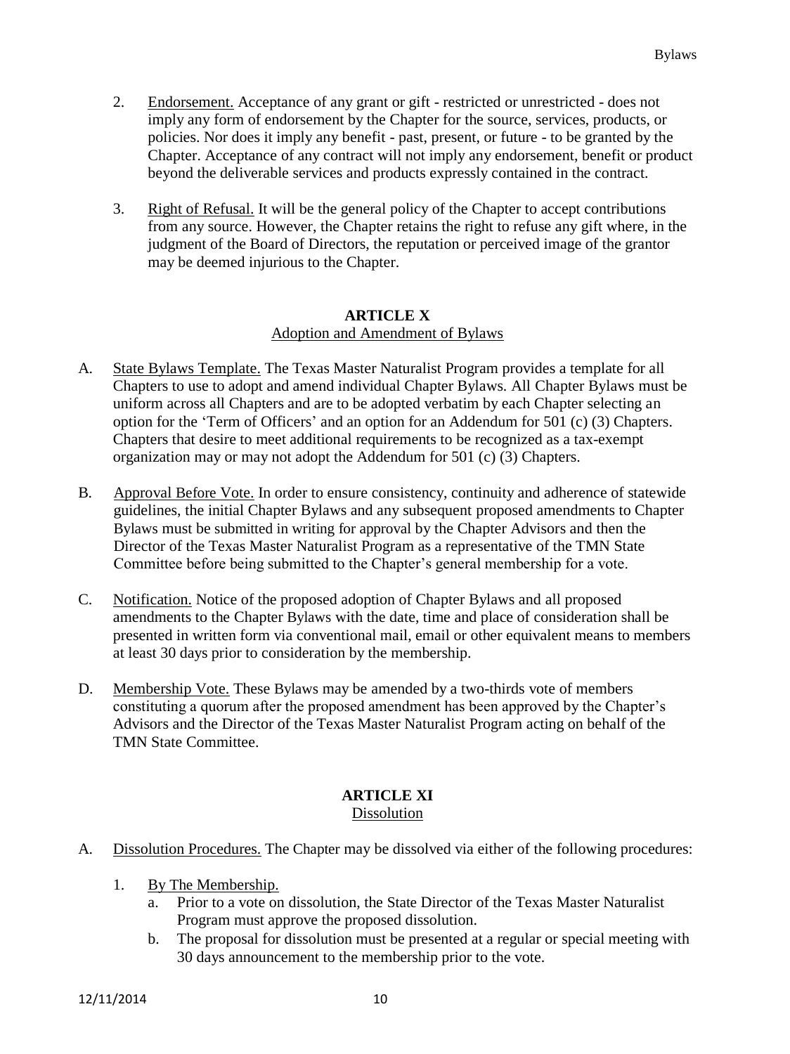2. Endorsement. Acceptance of any grant or gift - restricted or unrestricted - does not imply any form of endorsement by the Chapter for the source, services, products, or policies. Nor does it imply any benefit - past, present, or future - to be granted by the Chapter. Acceptance of any contract will not imply any endorsement, benefit or product beyond the deliverable services and products expressly contained in the contract.

3. Right of Refusal. It will be the general policy of the Chapter to accept contributions from any source. However, the Chapter retains the right to refuse any gift where, in the judgment of the Board of Directors, the reputation or perceived image of the grantor may be deemed injurious to the Chapter.

## ARTICLE X
### Adoption and Amendment of Bylaws

A. State Bylaws Template. The Texas Master Naturalist Program provides a template for all Chapters to use to adopt and amend individual Chapter Bylaws. All Chapter Bylaws must be uniform across all Chapters and are to be adopted verbatim by each Chapter selecting an option for the 'Term of Officers' and an option for an Addendum for 501 (c) (3) Chapters. Chapters that desire to meet additional requirements to be recognized as a tax-exempt organization may or may not adopt the Addendum for 501 (c) (3) Chapters.

B. Approval Before Vote. In order to ensure consistency, continuity and adherence of statewide guidelines, the initial Chapter Bylaws and any subsequent proposed amendments to Chapter Bylaws must be submitted in writing for approval by the Chapter Advisors and then the Director of the Texas Master Naturalist Program as a representative of the TMN State Committee before being submitted to the Chapter's general membership for a vote.

C. Notification. Notice of the proposed adoption of Chapter Bylaws and all proposed amendments to the Chapter Bylaws with the date, time and place of consideration shall be presented in written form via conventional mail, email or other equivalent means to members at least 30 days prior to consideration by the membership.

D. Membership Vote. These Bylaws may be amended by a two-thirds vote of members constituting a quorum after the proposed amendment has been approved by the Chapter's Advisors and the Director of the Texas Master Naturalist Program acting on behalf of the TMN State Committee.

## ARTICLE XI
### Dissolution

A. Dissolution Procedures. The Chapter may be dissolved via either of the following procedures:

1. By The Membership.
   a. Prior to a vote on dissolution, the State Director of the Texas Master Naturalist Program must approve the proposed dissolution.
   b. The proposal for dissolution must be presented at a regular or special meeting with 30 days announcement to the membership prior to the vote.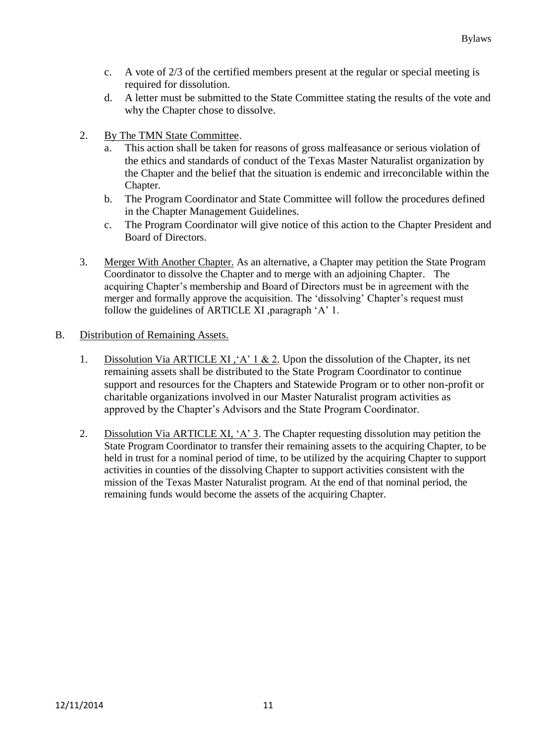c. A vote of 2/3 of the certified members present at the regular or special meeting is required for dissolution.
   d. A letter must be submitted to the State Committee stating the results of the vote and why the Chapter chose to dissolve.

2. By The TMN State Committee.
   a. This action shall be taken for reasons of gross malfeasance or serious violation of the ethics and standards of conduct of the Texas Master Naturalist organization by the Chapter and the belief that the situation is endemic and irreconcilable within the Chapter.
   b. The Program Coordinator and State Committee will follow the procedures defined in the Chapter Management Guidelines.
   c. The Program Coordinator will give notice of this action to the Chapter President and Board of Directors.

3. Merger With Another Chapter. As an alternative, a Chapter may petition the State Program Coordinator to dissolve the Chapter and to merge with an adjoining Chapter. The acquiring Chapter's membership and Board of Directors must be in agreement with the merger and formally approve the acquisition. The 'dissolving' Chapter's request must follow the guidelines of ARTICLE XI ,paragraph 'A' 1.

B. Distribution of Remaining Assets.

   1. Dissolution Via ARTICLE XI ,'A' 1 & 2. Upon the dissolution of the Chapter, its net remaining assets shall be distributed to the State Program Coordinator to continue support and resources for the Chapters and Statewide Program or to other non-profit or charitable organizations involved in our Master Naturalist program activities as approved by the Chapter's Advisors and the State Program Coordinator.

   2. Dissolution Via ARTICLE XI, 'A' 3. The Chapter requesting dissolution may petition the State Program Coordinator to transfer their remaining assets to the acquiring Chapter, to be held in trust for a nominal period of time, to be utilized by the acquiring Chapter to support activities in counties of the dissolving Chapter to support activities consistent with the mission of the Texas Master Naturalist program. At the end of that nominal period, the remaining funds would become the assets of the acquiring Chapter.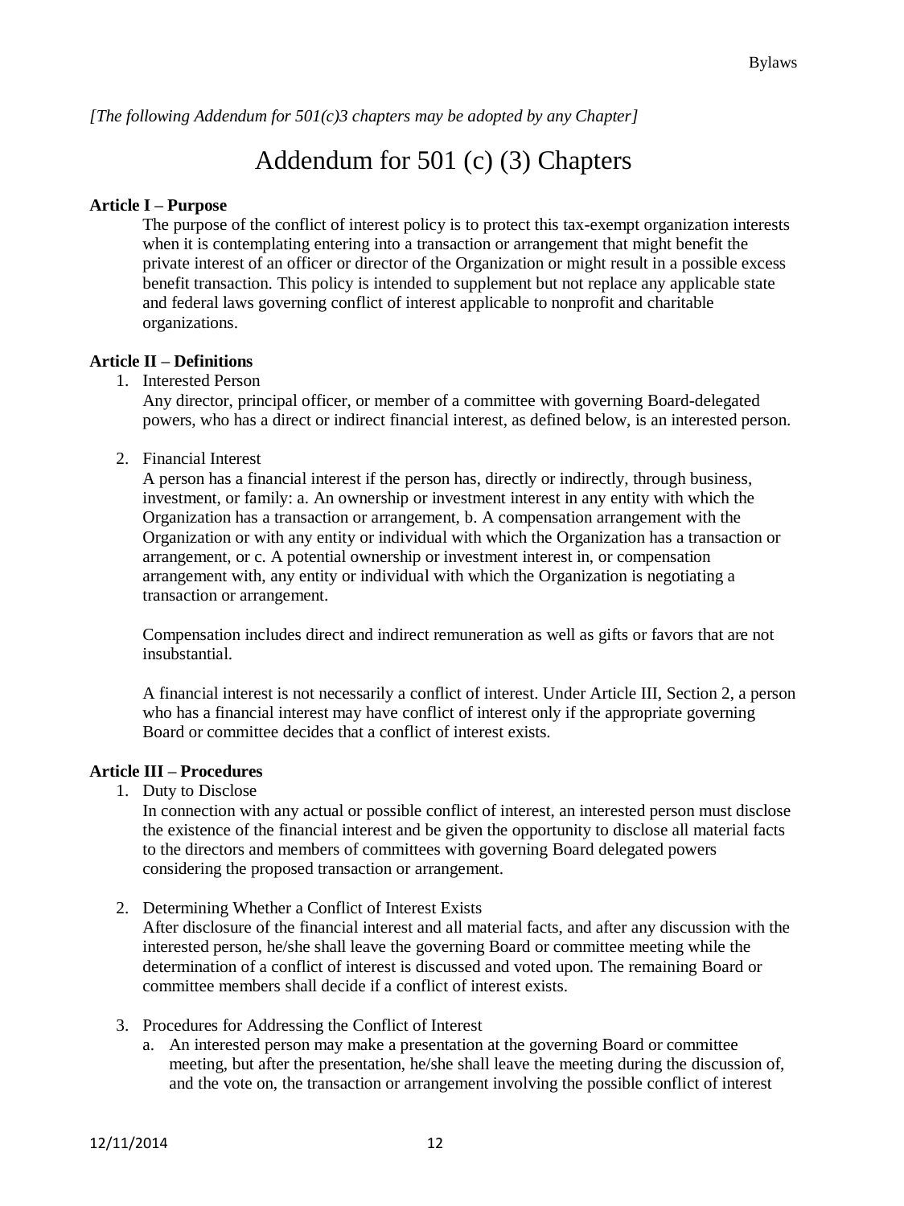*[The following Addendum for 501(c)3 chapters may be adopted by any Chapter]*

# Addendum for 501 (c) (3) Chapters

**Article I – Purpose**

The purpose of the conflict of interest policy is to protect this tax-exempt organization interests when it is contemplating entering into a transaction or arrangement that might benefit the private interest of an officer or director of the Organization or might result in a possible excess benefit transaction. This policy is intended to supplement but not replace any applicable state and federal laws governing conflict of interest applicable to nonprofit and charitable organizations.

**Article II – Definitions**

1. Interested Person
   
   Any director, principal officer, or member of a committee with governing Board-delegated powers, who has a direct or indirect financial interest, as defined below, is an interested person.

2. Financial Interest
   
   A person has a financial interest if the person has, directly or indirectly, through business, investment, or family: a. An ownership or investment interest in any entity with which the Organization has a transaction or arrangement, b. A compensation arrangement with the Organization or with any entity or individual with which the Organization has a transaction or arrangement, or c. A potential ownership or investment interest in, or compensation arrangement with, any entity or individual with which the Organization is negotiating a transaction or arrangement.
   
   Compensation includes direct and indirect remuneration as well as gifts or favors that are not insubstantial.
   
   A financial interest is not necessarily a conflict of interest. Under Article III, Section 2, a person who has a financial interest may have conflict of interest only if the appropriate governing Board or committee decides that a conflict of interest exists.

**Article III – Procedures**

1. Duty to Disclose
   
   In connection with any actual or possible conflict of interest, an interested person must disclose the existence of the financial interest and be given the opportunity to disclose all material facts to the directors and members of committees with governing Board delegated powers considering the proposed transaction or arrangement.

2. Determining Whether a Conflict of Interest Exists
   
   After disclosure of the financial interest and all material facts, and after any discussion with the interested person, he/she shall leave the governing Board or committee meeting while the determination of a conflict of interest is discussed and voted upon. The remaining Board or committee members shall decide if a conflict of interest exists.

3. Procedures for Addressing the Conflict of Interest
   1. An interested person may make a presentation at the governing Board or committee meeting, but after the presentation, he/she shall leave the meeting during the discussion of, and the vote on, the transaction or arrangement involving the possible conflict of interest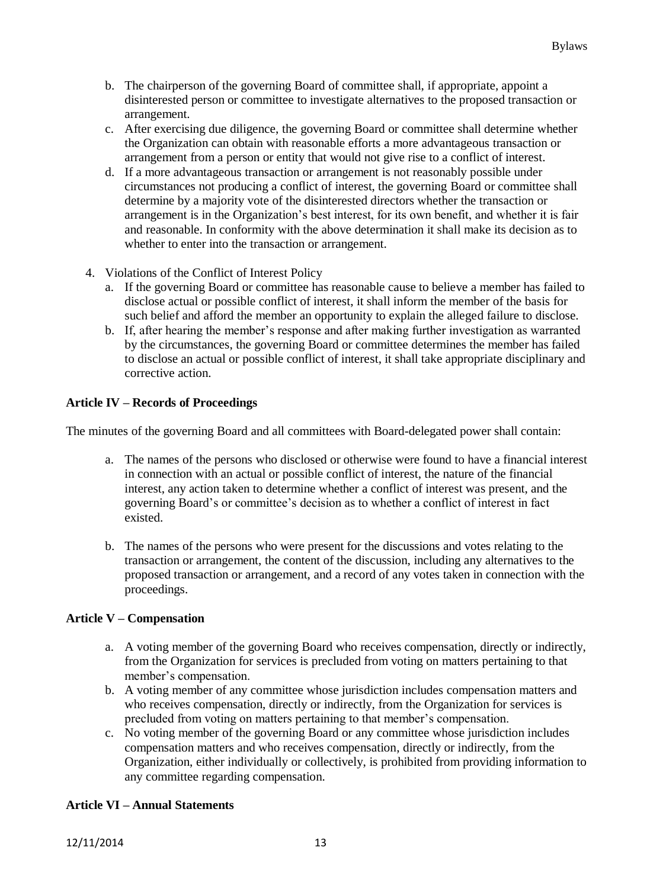b. The chairperson of the governing Board of committee shall, if appropriate, appoint a disinterested person or committee to investigate alternatives to the proposed transaction or arrangement.
c. After exercising due diligence, the governing Board or committee shall determine whether the Organization can obtain with reasonable efforts a more advantageous transaction or arrangement from a person or entity that would not give rise to a conflict of interest.
d. If a more advantageous transaction or arrangement is not reasonably possible under circumstances not producing a conflict of interest, the governing Board or committee shall determine by a majority vote of the disinterested directors whether the transaction or arrangement is in the Organization's best interest, for its own benefit, and whether it is fair and reasonable. In conformity with the above determination it shall make its decision as to whether to enter into the transaction or arrangement.

4. Violations of the Conflict of Interest Policy
   a. If the governing Board or committee has reasonable cause to believe a member has failed to disclose actual or possible conflict of interest, it shall inform the member of the basis for such belief and afford the member an opportunity to explain the alleged failure to disclose.
   b. If, after hearing the member's response and after making further investigation as warranted by the circumstances, the governing Board or committee determines the member has failed to disclose an actual or possible conflict of interest, it shall take appropriate disciplinary and corrective action.

**Article IV – Records of Proceedings**

The minutes of the governing Board and all committees with Board-delegated power shall contain:

a. The names of the persons who disclosed or otherwise were found to have a financial interest in connection with an actual or possible conflict of interest, the nature of the financial interest, any action taken to determine whether a conflict of interest was present, and the governing Board's or committee's decision as to whether a conflict of interest in fact existed.

b. The names of the persons who were present for the discussions and votes relating to the transaction or arrangement, the content of the discussion, including any alternatives to the proposed transaction or arrangement, and a record of any votes taken in connection with the proceedings.

**Article V – Compensation**

a. A voting member of the governing Board who receives compensation, directly or indirectly, from the Organization for services is precluded from voting on matters pertaining to that member's compensation.
b. A voting member of any committee whose jurisdiction includes compensation matters and who receives compensation, directly or indirectly, from the Organization for services is precluded from voting on matters pertaining to that member's compensation.
c. No voting member of the governing Board or any committee whose jurisdiction includes compensation matters and who receives compensation, directly or indirectly, from the Organization, either individually or collectively, is prohibited from providing information to any committee regarding compensation.

**Article VI – Annual Statements**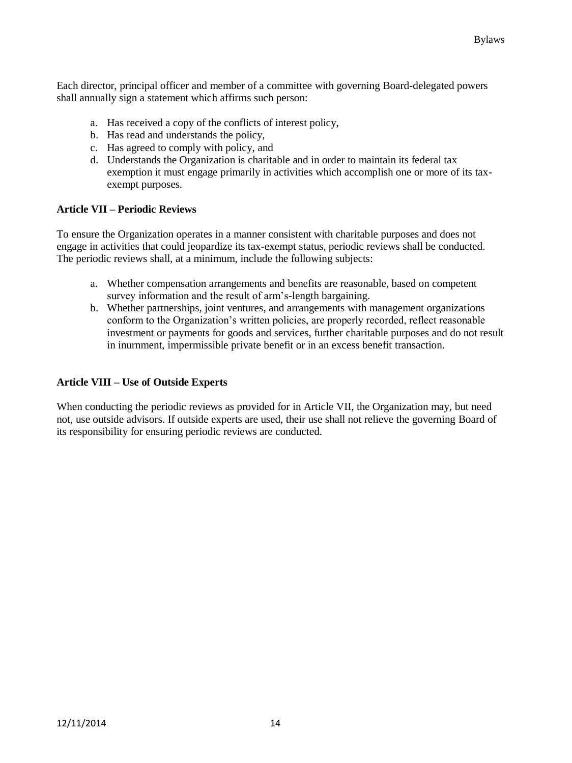Each director, principal officer and member of a committee with governing Board-delegated powers shall annually sign a statement which affirms such person:

a. Has received a copy of the conflicts of interest policy,
b. Has read and understands the policy,
c. Has agreed to comply with policy, and
d. Understands the Organization is charitable and in order to maintain its federal tax exemption it must engage primarily in activities which accomplish one or more of its tax-exempt purposes.

**Article VII – Periodic Reviews**

To ensure the Organization operates in a manner consistent with charitable purposes and does not engage in activities that could jeopardize its tax-exempt status, periodic reviews shall be conducted. The periodic reviews shall, at a minimum, include the following subjects:

a. Whether compensation arrangements and benefits are reasonable, based on competent survey information and the result of arm's-length bargaining.
b. Whether partnerships, joint ventures, and arrangements with management organizations conform to the Organization's written policies, are properly recorded, reflect reasonable investment or payments for goods and services, further charitable purposes and do not result in inurnment, impermissible private benefit or in an excess benefit transaction.

**Article VIII – Use of Outside Experts**

When conducting the periodic reviews as provided for in Article VII, the Organization may, but need not, use outside advisors. If outside experts are used, their use shall not relieve the governing Board of its responsibility for ensuring periodic reviews are conducted.